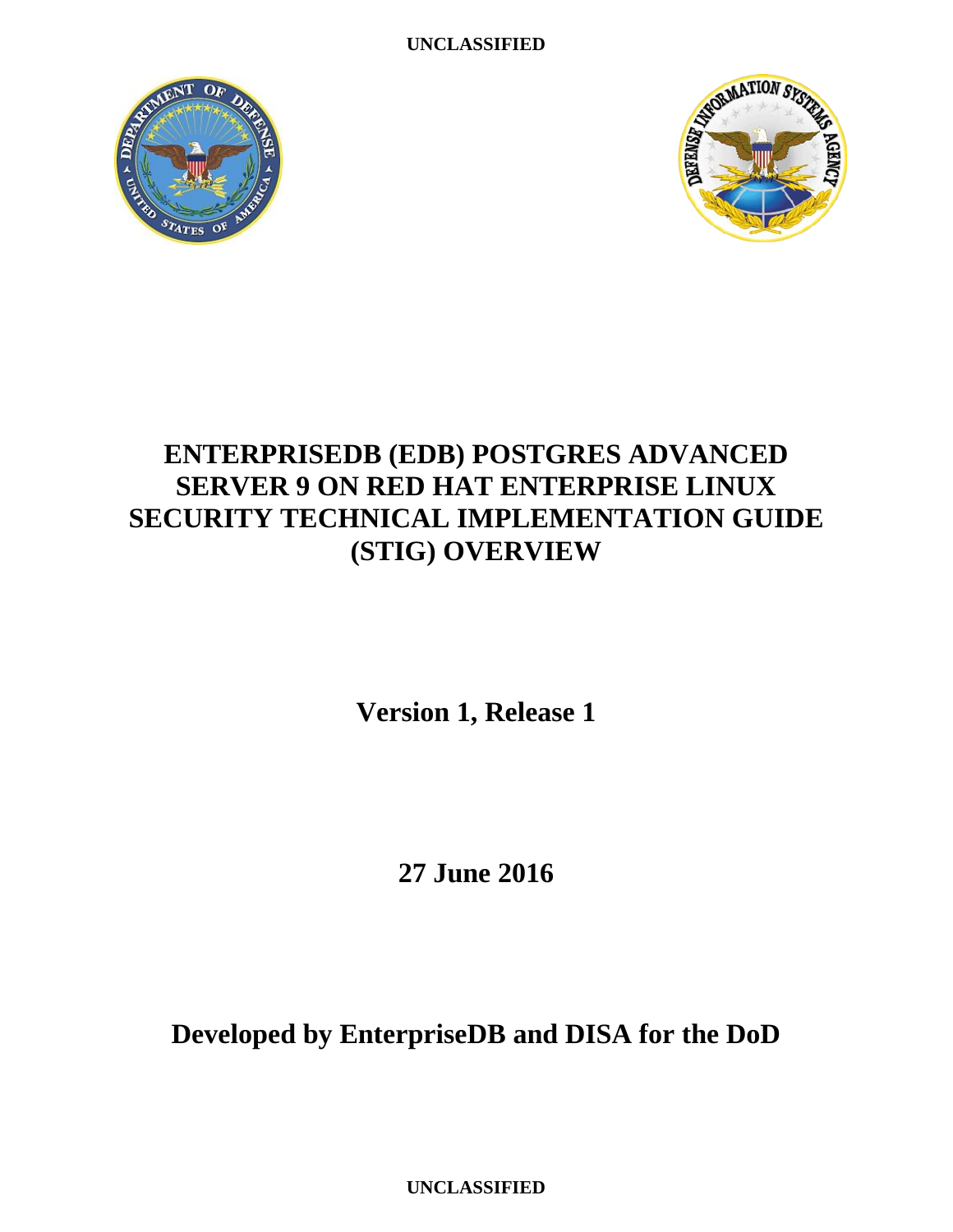# ENTERPRISEDB (EDB) POSTGRES ADVANCED SERVER 9 ON RED HAT ENTERPRISE LINUX SECURITY TECHNICAL IMPLEMENTATION GUIDE (STIG) OVERVIEW

**Version 1, Release 1**

**27 June 2016**

**Developed by EnterpriseDB and DISA for the DoD**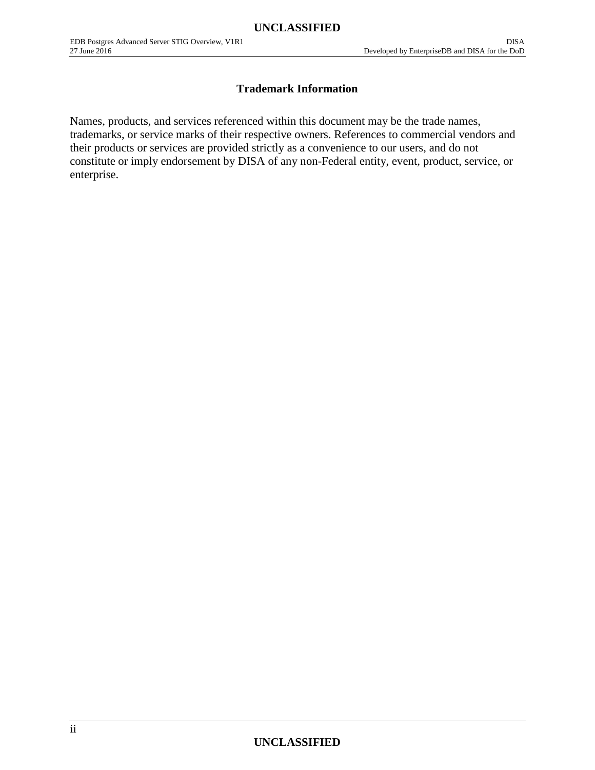# Trademark Information

Names, products, and services referenced within this document may be the trade names, trademarks, or service marks of their respective owners. References to commercial vendors and their products or services are provided strictly as a convenience to our users, and do not constitute or imply endorsement by DISA of any non-Federal entity, event, product, service, or enterprise.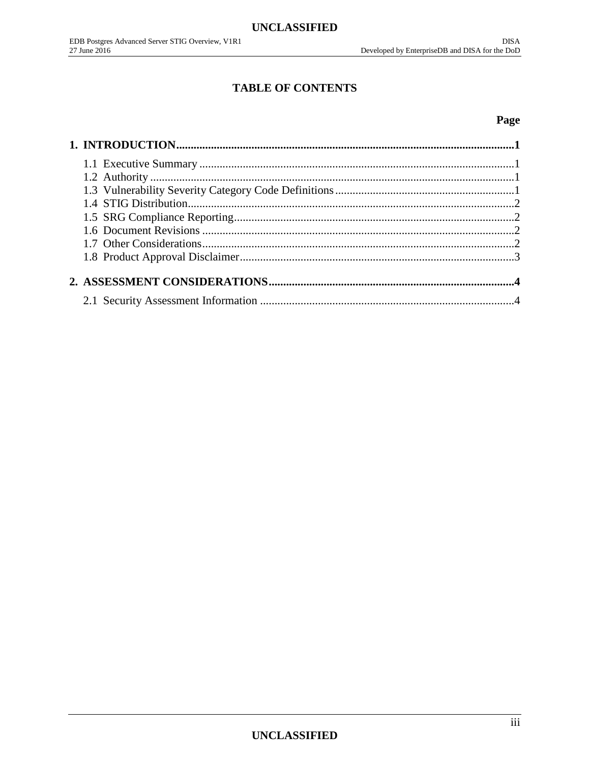# TABLE OF CONTENTS

**Page**

**1. INTRODUCTION....................................................................................................................1**

1.1 Executive Summary ............................................................................................................1
1.2 Authority ............................................................................................................................1
1.3 Vulnerability Severity Category Code Definitions .............................................................1
1.4 STIG Distribution................................................................................................................2
1.5 SRG Compliance Reporting.................................................................................................2
1.6 Document Revisions ...........................................................................................................2
1.7 Other Considerations...........................................................................................................2
1.8 Product Approval Disclaimer..............................................................................................3

**2. ASSESSMENT CONSIDERATIONS...................................................................................4**

2.1 Security Assessment Information .......................................................................................4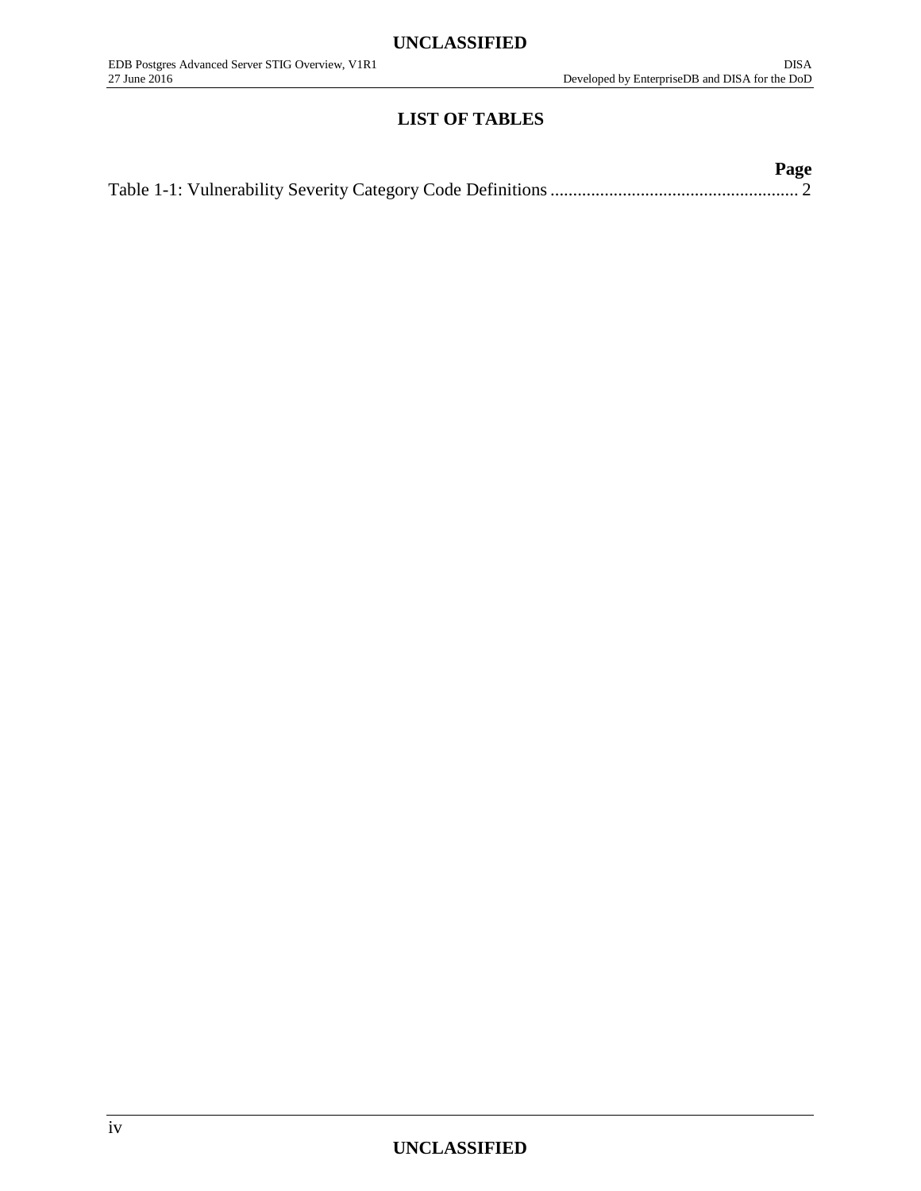# LIST OF TABLES

| | Page |
|---|---|
| Table 1-1: Vulnerability Severity Category Code Definitions | 2 |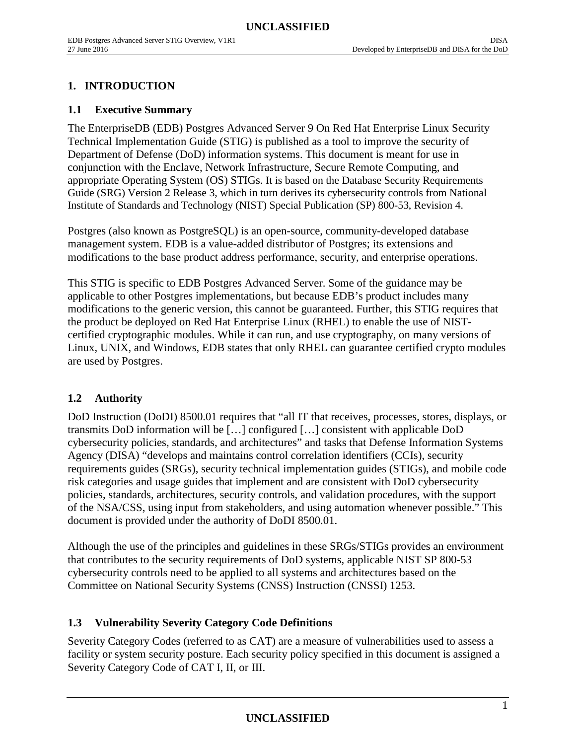# 1. INTRODUCTION

## 1.1 Executive Summary

The EnterpriseDB (EDB) Postgres Advanced Server 9 On Red Hat Enterprise Linux Security Technical Implementation Guide (STIG) is published as a tool to improve the security of Department of Defense (DoD) information systems. This document is meant for use in conjunction with the Enclave, Network Infrastructure, Secure Remote Computing, and appropriate Operating System (OS) STIGs. It is based on the Database Security Requirements Guide (SRG) Version 2 Release 3, which in turn derives its cybersecurity controls from National Institute of Standards and Technology (NIST) Special Publication (SP) 800-53, Revision 4.

Postgres (also known as PostgreSQL) is an open-source, community-developed database management system. EDB is a value-added distributor of Postgres; its extensions and modifications to the base product address performance, security, and enterprise operations.

This STIG is specific to EDB Postgres Advanced Server. Some of the guidance may be applicable to other Postgres implementations, but because EDB's product includes many modifications to the generic version, this cannot be guaranteed. Further, this STIG requires that the product be deployed on Red Hat Enterprise Linux (RHEL) to enable the use of NIST-certified cryptographic modules. While it can run, and use cryptography, on many versions of Linux, UNIX, and Windows, EDB states that only RHEL can guarantee certified crypto modules are used by Postgres.

## 1.2 Authority

DoD Instruction (DoDI) 8500.01 requires that "all IT that receives, processes, stores, displays, or transmits DoD information will be […] configured […] consistent with applicable DoD cybersecurity policies, standards, and architectures" and tasks that Defense Information Systems Agency (DISA) "develops and maintains control correlation identifiers (CCIs), security requirements guides (SRGs), security technical implementation guides (STIGs), and mobile code risk categories and usage guides that implement and are consistent with DoD cybersecurity policies, standards, architectures, security controls, and validation procedures, with the support of the NSA/CSS, using input from stakeholders, and using automation whenever possible." This document is provided under the authority of DoDI 8500.01.

Although the use of the principles and guidelines in these SRGs/STIGs provides an environment that contributes to the security requirements of DoD systems, applicable NIST SP 800-53 cybersecurity controls need to be applied to all systems and architectures based on the Committee on National Security Systems (CNSS) Instruction (CNSSI) 1253.

## 1.3 Vulnerability Severity Category Code Definitions

Severity Category Codes (referred to as CAT) are a measure of vulnerabilities used to assess a facility or system security posture. Each security policy specified in this document is assigned a Severity Category Code of CAT I, II, or III.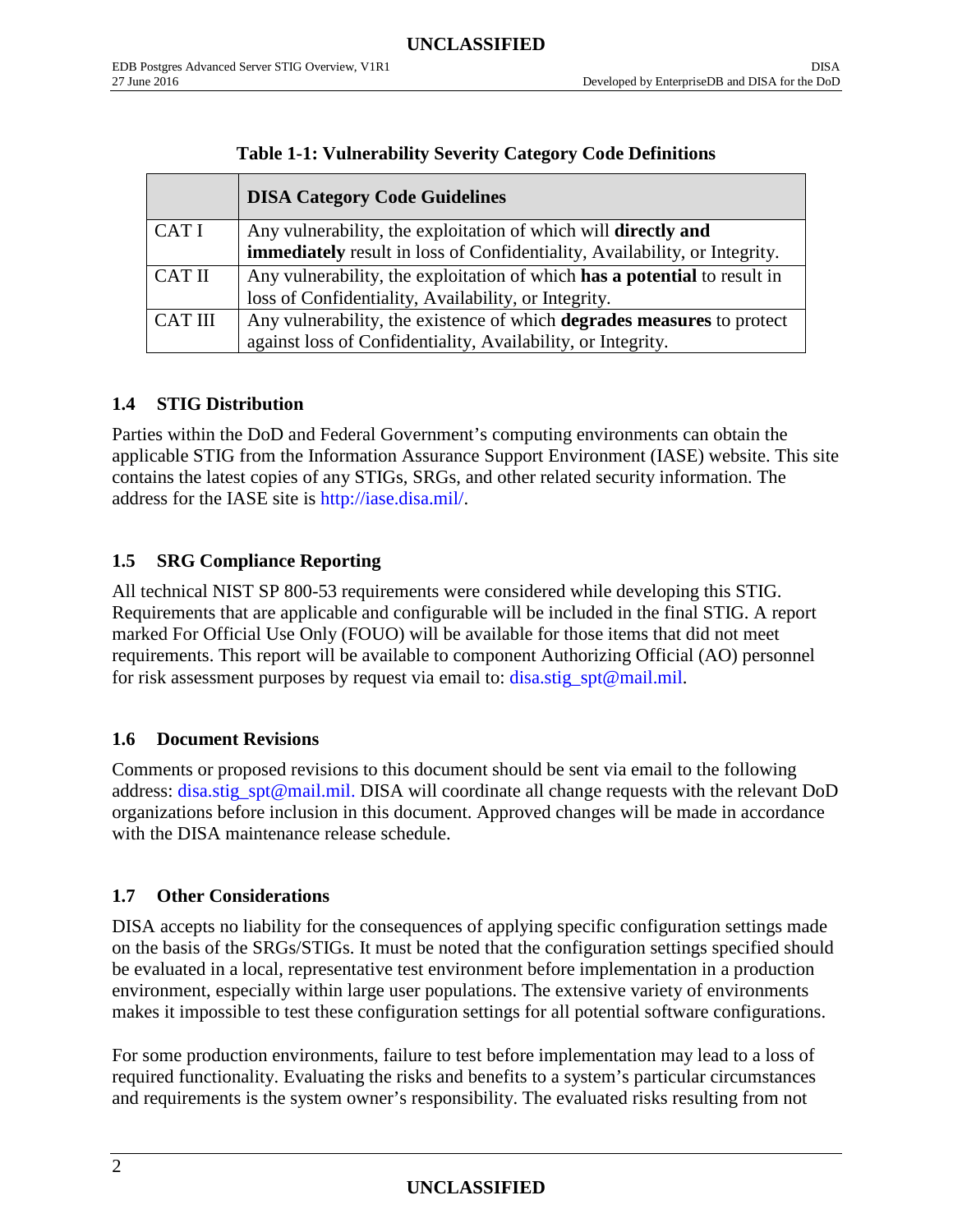**Table 1-1: Vulnerability Severity Category Code Definitions**

| | **DISA Category Code Guidelines** |
|---|---|
| CAT I | Any vulnerability, the exploitation of which will **directly and immediately** result in loss of Confidentiality, Availability, or Integrity. |
| CAT II | Any vulnerability, the exploitation of which **has a potential** to result in loss of Confidentiality, Availability, or Integrity. |
| CAT III | Any vulnerability, the existence of which **degrades measures** to protect against loss of Confidentiality, Availability, or Integrity. |

### 1.4 STIG Distribution

Parties within the DoD and Federal Government's computing environments can obtain the applicable STIG from the Information Assurance Support Environment (IASE) website. This site contains the latest copies of any STIGs, SRGs, and other related security information. The address for the IASE site is http://iase.disa.mil/.

### 1.5 SRG Compliance Reporting

All technical NIST SP 800-53 requirements were considered while developing this STIG. Requirements that are applicable and configurable will be included in the final STIG. A report marked For Official Use Only (FOUO) will be available for those items that did not meet requirements. This report will be available to component Authorizing Official (AO) personnel for risk assessment purposes by request via email to: disa.stig_spt@mail.mil.

### 1.6 Document Revisions

Comments or proposed revisions to this document should be sent via email to the following address: disa.stig_spt@mail.mil. DISA will coordinate all change requests with the relevant DoD organizations before inclusion in this document. Approved changes will be made in accordance with the DISA maintenance release schedule.

### 1.7 Other Considerations

DISA accepts no liability for the consequences of applying specific configuration settings made on the basis of the SRGs/STIGs. It must be noted that the configuration settings specified should be evaluated in a local, representative test environment before implementation in a production environment, especially within large user populations. The extensive variety of environments makes it impossible to test these configuration settings for all potential software configurations.

For some production environments, failure to test before implementation may lead to a loss of required functionality. Evaluating the risks and benefits to a system's particular circumstances and requirements is the system owner's responsibility. The evaluated risks resulting from not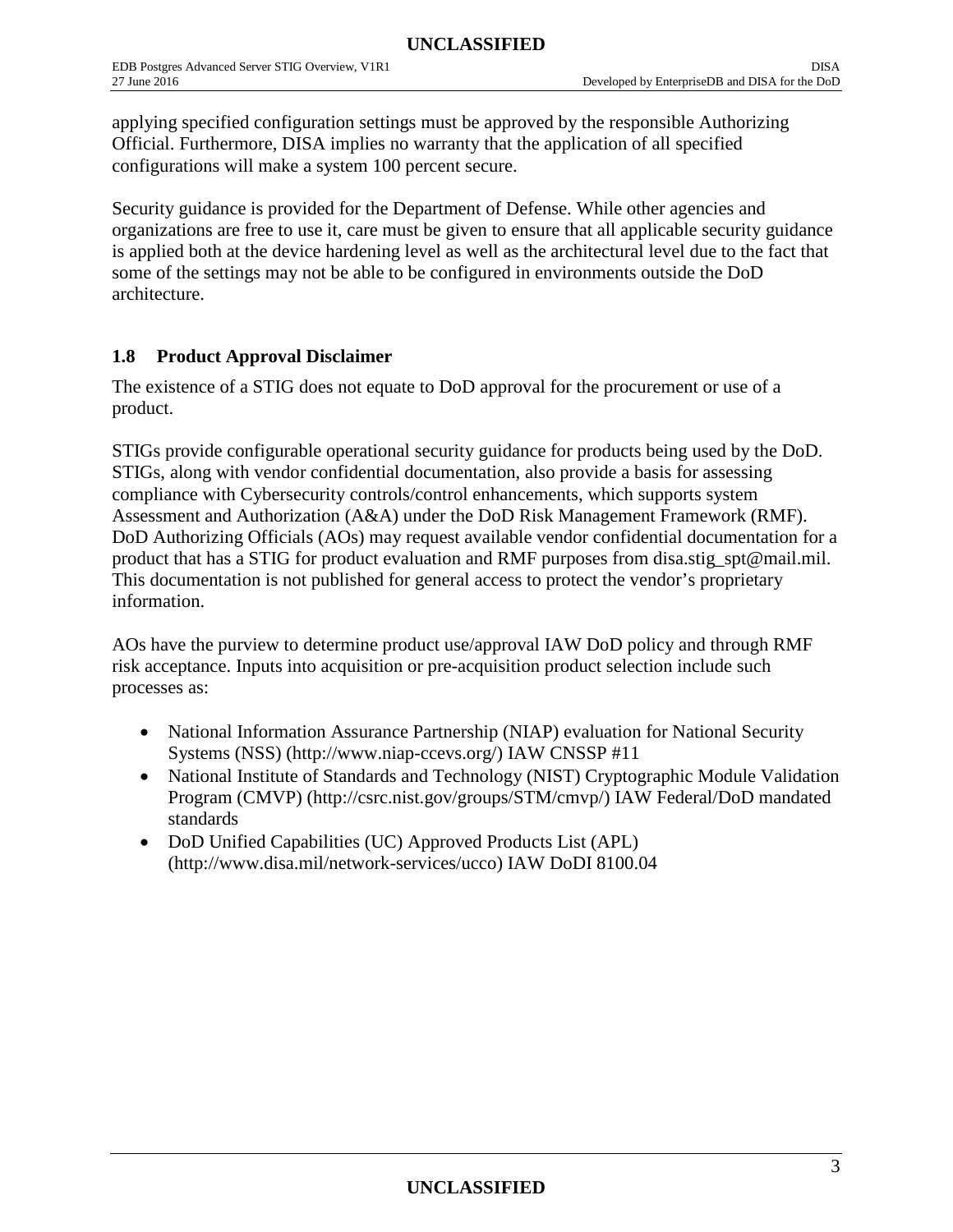applying specified configuration settings must be approved by the responsible Authorizing Official. Furthermore, DISA implies no warranty that the application of all specified configurations will make a system 100 percent secure.

Security guidance is provided for the Department of Defense. While other agencies and organizations are free to use it, care must be given to ensure that all applicable security guidance is applied both at the device hardening level as well as the architectural level due to the fact that some of the settings may not be able to be configured in environments outside the DoD architecture.

## 1.8 Product Approval Disclaimer

The existence of a STIG does not equate to DoD approval for the procurement or use of a product.

STIGs provide configurable operational security guidance for products being used by the DoD. STIGs, along with vendor confidential documentation, also provide a basis for assessing compliance with Cybersecurity controls/control enhancements, which supports system Assessment and Authorization (A&A) under the DoD Risk Management Framework (RMF). DoD Authorizing Officials (AOs) may request available vendor confidential documentation for a product that has a STIG for product evaluation and RMF purposes from disa.stig_spt@mail.mil. This documentation is not published for general access to protect the vendor's proprietary information.

AOs have the purview to determine product use/approval IAW DoD policy and through RMF risk acceptance. Inputs into acquisition or pre-acquisition product selection include such processes as:

- National Information Assurance Partnership (NIAP) evaluation for National Security Systems (NSS) (http://www.niap-ccevs.org/) IAW CNSSP #11
- National Institute of Standards and Technology (NIST) Cryptographic Module Validation Program (CMVP) (http://csrc.nist.gov/groups/STM/cmvp/) IAW Federal/DoD mandated standards
- DoD Unified Capabilities (UC) Approved Products List (APL) (http://www.disa.mil/network-services/ucco) IAW DoDI 8100.04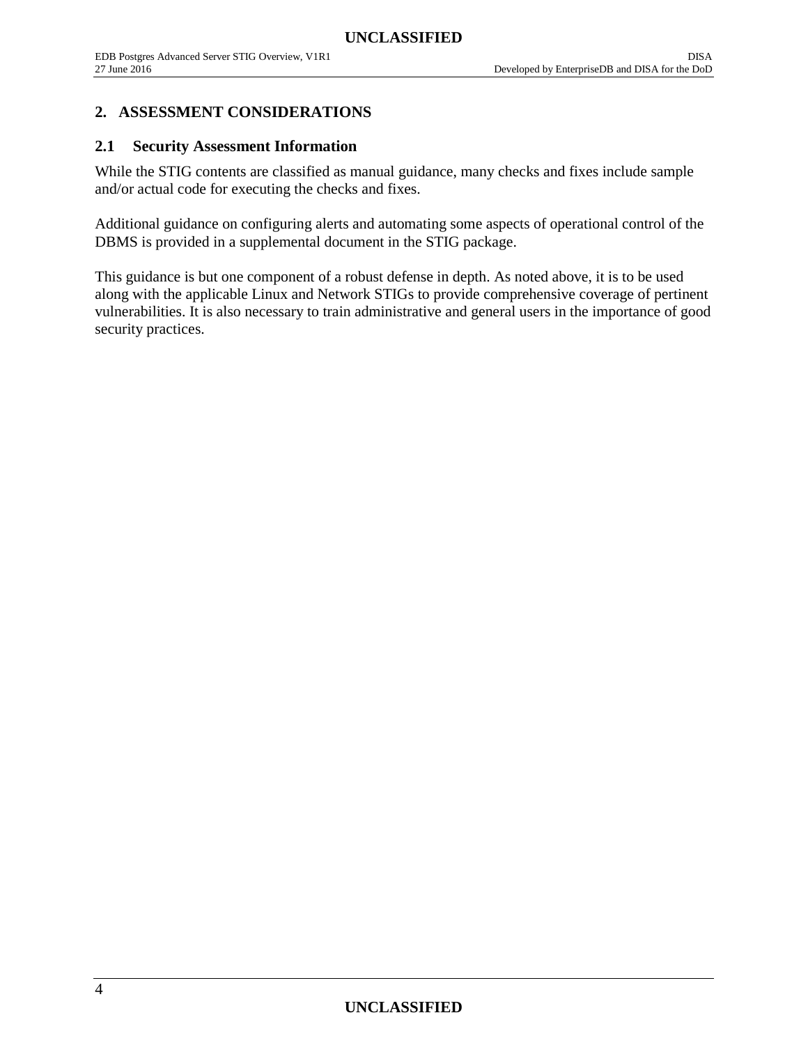# 2. ASSESSMENT CONSIDERATIONS

## 2.1 Security Assessment Information

While the STIG contents are classified as manual guidance, many checks and fixes include sample and/or actual code for executing the checks and fixes.

Additional guidance on configuring alerts and automating some aspects of operational control of the DBMS is provided in a supplemental document in the STIG package.

This guidance is but one component of a robust defense in depth. As noted above, it is to be used along with the applicable Linux and Network STIGs to provide comprehensive coverage of pertinent vulnerabilities. It is also necessary to train administrative and general users in the importance of good security practices.